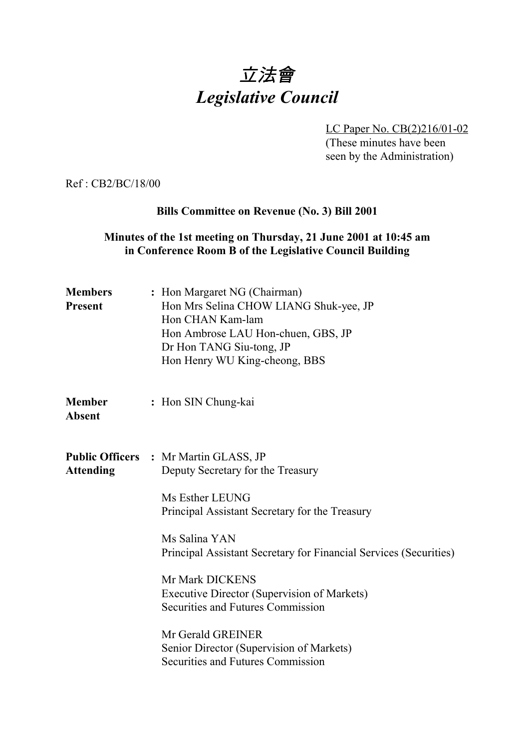# *立法會*
# *Legislative Council*

LC Paper No. CB(2)216/01-02
(These minutes have been seen by the Administration)

Ref : CB2/BC/18/00

**Bills Committee on Revenue (No. 3) Bill 2001**

**Minutes of the 1st meeting on Thursday, 21 June 2001 at 10:45 am in Conference Room B of the Legislative Council Building**

**Members Present** : Hon Margaret NG (Chairman)
Hon Mrs Selina CHOW LIANG Shuk-yee, JP
Hon CHAN Kam-lam
Hon Ambrose LAU Hon-chuen, GBS, JP
Dr Hon TANG Siu-tong, JP
Hon Henry WU King-cheong, BBS

**Member Absent** : Hon SIN Chung-kai

**Public Officers Attending** : Mr Martin GLASS, JP
Deputy Secretary for the Treasury

Ms Esther LEUNG
Principal Assistant Secretary for the Treasury

Ms Salina YAN
Principal Assistant Secretary for Financial Services (Securities)

Mr Mark DICKENS
Executive Director (Supervision of Markets)
Securities and Futures Commission

Mr Gerald GREINER
Senior Director (Supervision of Markets)
Securities and Futures Commission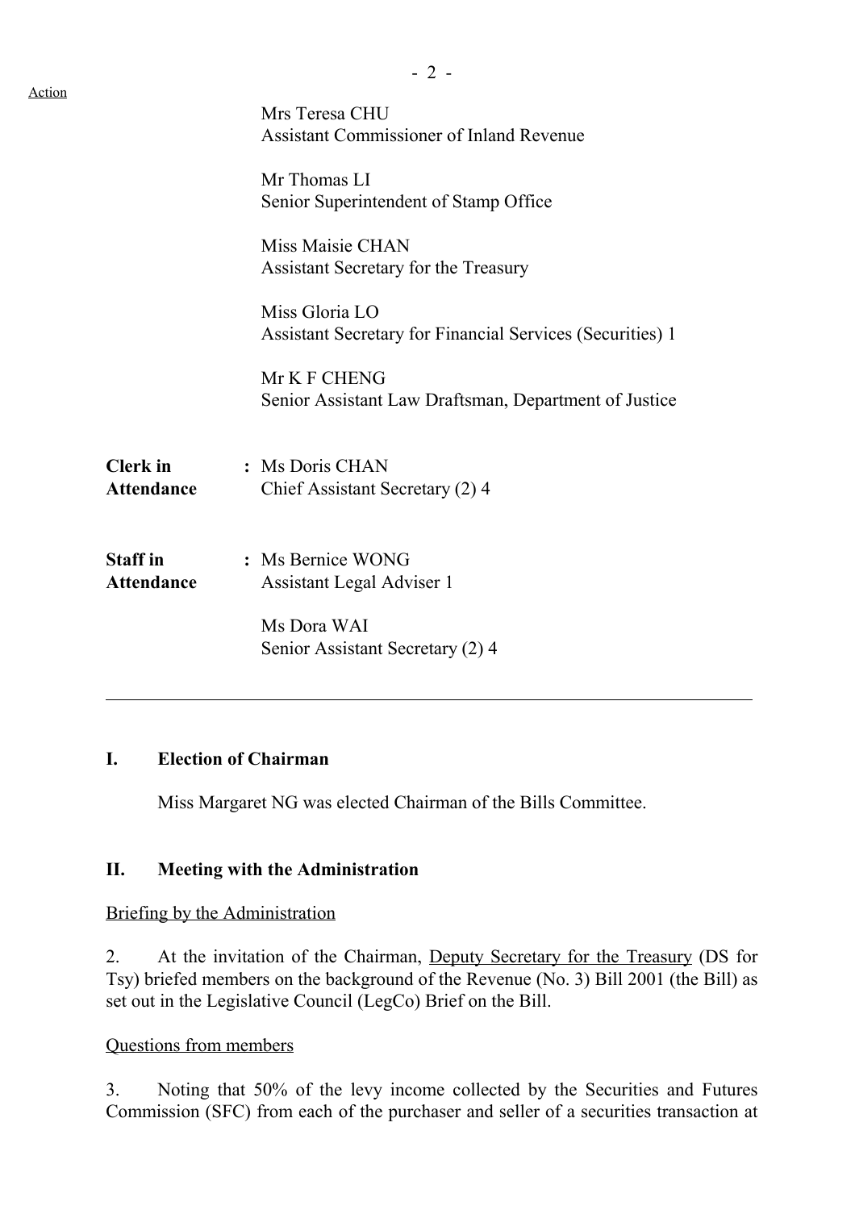Action

Mrs Teresa CHU
Assistant Commissioner of Inland Revenue

Mr Thomas LI
Senior Superintendent of Stamp Office

Miss Maisie CHAN
Assistant Secretary for the Treasury

Miss Gloria LO
Assistant Secretary for Financial Services (Securities) 1

Mr K F CHENG
Senior Assistant Law Draftsman, Department of Justice

**Clerk in Attendance** : Ms Doris CHAN
Chief Assistant Secretary (2) 4

**Staff in Attendance** : Ms Bernice WONG
Assistant Legal Adviser 1

Ms Dora WAI
Senior Assistant Secretary (2) 4

---

## I. Election of Chairman

Miss Margaret NG was elected Chairman of the Bills Committee.

## II. Meeting with the Administration

Briefing by the Administration

2. At the invitation of the Chairman, Deputy Secretary for the Treasury (DS for Tsy) briefed members on the background of the Revenue (No. 3) Bill 2001 (the Bill) as set out in the Legislative Council (LegCo) Brief on the Bill.

Questions from members

3. Noting that 50% of the levy income collected by the Securities and Futures Commission (SFC) from each of the purchaser and seller of a securities transaction at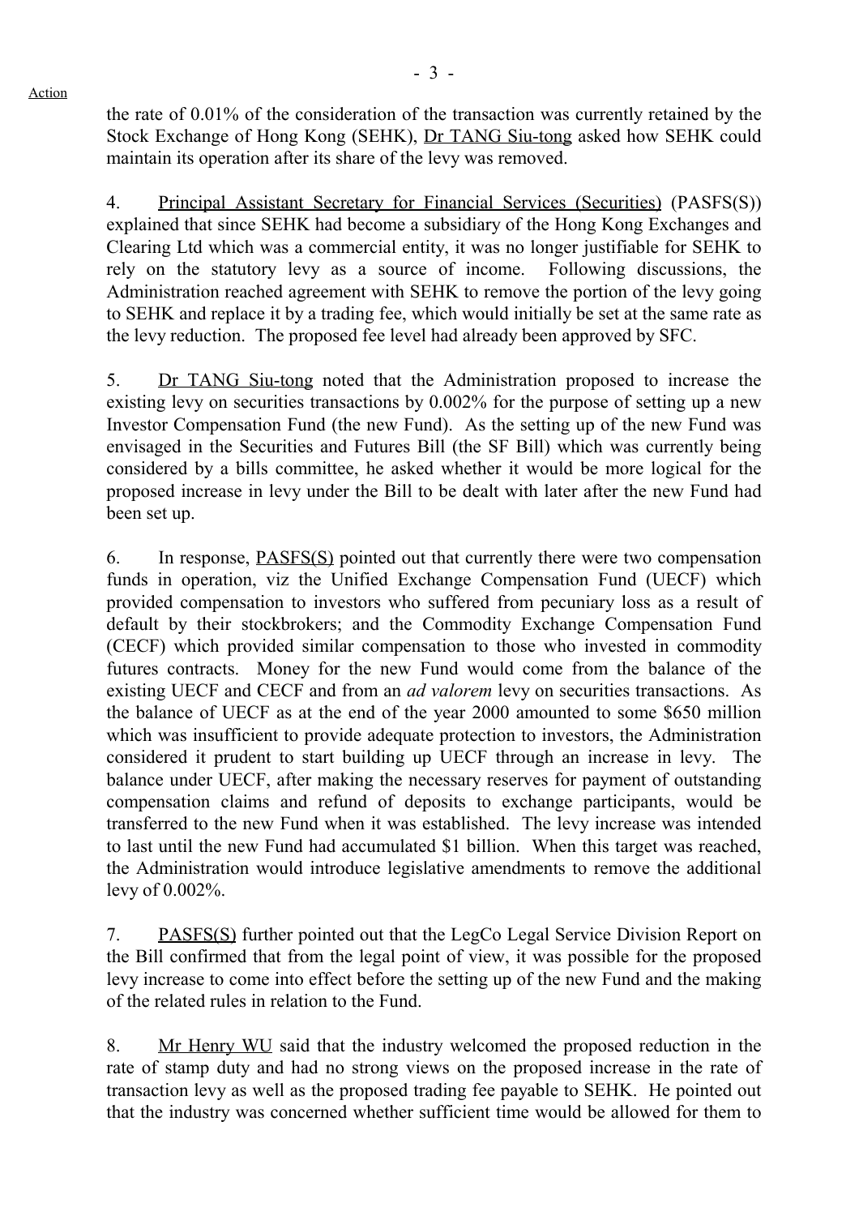Action

the rate of 0.01% of the consideration of the transaction was currently retained by the Stock Exchange of Hong Kong (SEHK), Dr TANG Siu-tong asked how SEHK could maintain its operation after its share of the levy was removed.

4. Principal Assistant Secretary for Financial Services (Securities) (PASFS(S)) explained that since SEHK had become a subsidiary of the Hong Kong Exchanges and Clearing Ltd which was a commercial entity, it was no longer justifiable for SEHK to rely on the statutory levy as a source of income. Following discussions, the Administration reached agreement with SEHK to remove the portion of the levy going to SEHK and replace it by a trading fee, which would initially be set at the same rate as the levy reduction. The proposed fee level had already been approved by SFC.

5. Dr TANG Siu-tong noted that the Administration proposed to increase the existing levy on securities transactions by 0.002% for the purpose of setting up a new Investor Compensation Fund (the new Fund). As the setting up of the new Fund was envisaged in the Securities and Futures Bill (the SF Bill) which was currently being considered by a bills committee, he asked whether it would be more logical for the proposed increase in levy under the Bill to be dealt with later after the new Fund had been set up.

6. In response, PASFS(S) pointed out that currently there were two compensation funds in operation, viz the Unified Exchange Compensation Fund (UECF) which provided compensation to investors who suffered from pecuniary loss as a result of default by their stockbrokers; and the Commodity Exchange Compensation Fund (CECF) which provided similar compensation to those who invested in commodity futures contracts. Money for the new Fund would come from the balance of the existing UECF and CECF and from an *ad valorem* levy on securities transactions. As the balance of UECF as at the end of the year 2000 amounted to some $650 million which was insufficient to provide adequate protection to investors, the Administration considered it prudent to start building up UECF through an increase in levy. The balance under UECF, after making the necessary reserves for payment of outstanding compensation claims and refund of deposits to exchange participants, would be transferred to the new Fund when it was established. The levy increase was intended to last until the new Fund had accumulated $1 billion. When this target was reached, the Administration would introduce legislative amendments to remove the additional levy of 0.002%.

7. PASFS(S) further pointed out that the LegCo Legal Service Division Report on the Bill confirmed that from the legal point of view, it was possible for the proposed levy increase to come into effect before the setting up of the new Fund and the making of the related rules in relation to the Fund.

8. Mr Henry WU said that the industry welcomed the proposed reduction in the rate of stamp duty and had no strong views on the proposed increase in the rate of transaction levy as well as the proposed trading fee payable to SEHK. He pointed out that the industry was concerned whether sufficient time would be allowed for them to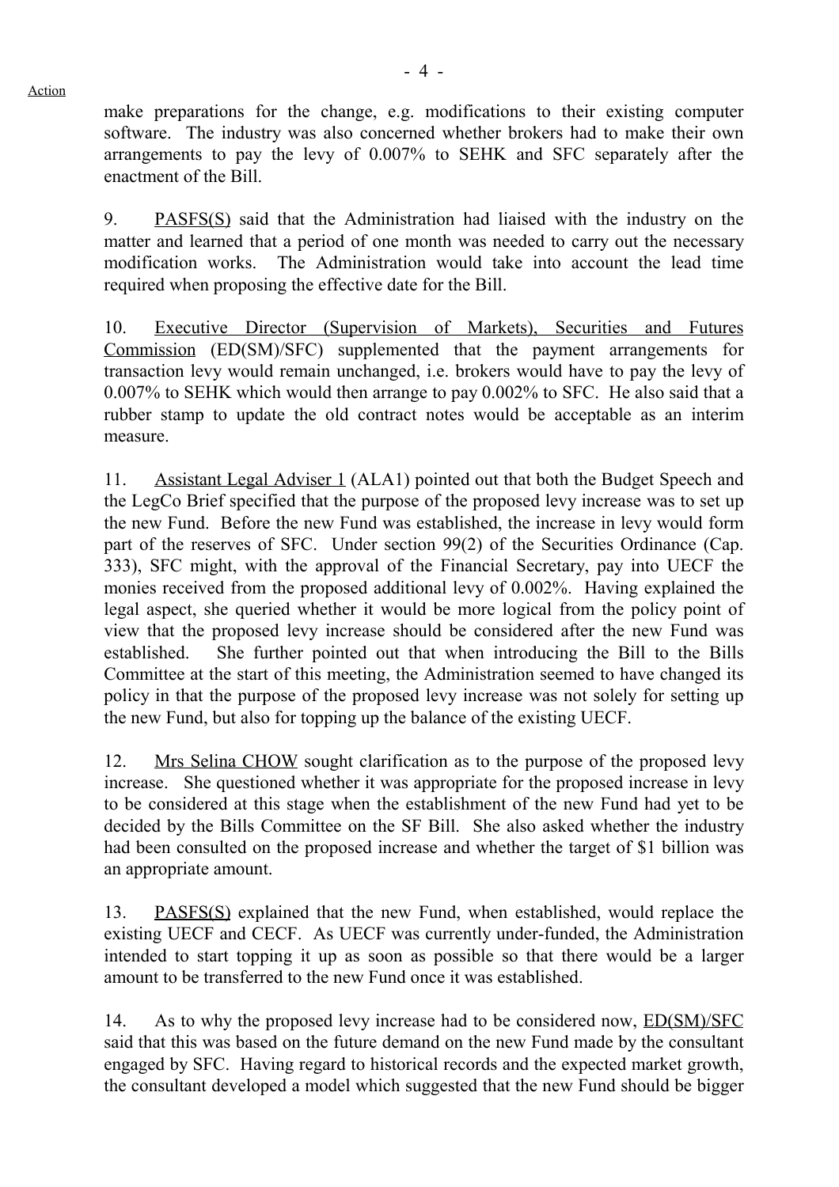make preparations for the change, e.g. modifications to their existing computer software. The industry was also concerned whether brokers had to make their own arrangements to pay the levy of 0.007% to SEHK and SFC separately after the enactment of the Bill.

9. PASFS(S) said that the Administration had liaised with the industry on the matter and learned that a period of one month was needed to carry out the necessary modification works. The Administration would take into account the lead time required when proposing the effective date for the Bill.

10. Executive Director (Supervision of Markets), Securities and Futures Commission (ED(SM)/SFC) supplemented that the payment arrangements for transaction levy would remain unchanged, i.e. brokers would have to pay the levy of 0.007% to SEHK which would then arrange to pay 0.002% to SFC. He also said that a rubber stamp to update the old contract notes would be acceptable as an interim measure.

11. Assistant Legal Adviser 1 (ALA1) pointed out that both the Budget Speech and the LegCo Brief specified that the purpose of the proposed levy increase was to set up the new Fund. Before the new Fund was established, the increase in levy would form part of the reserves of SFC. Under section 99(2) of the Securities Ordinance (Cap. 333), SFC might, with the approval of the Financial Secretary, pay into UECF the monies received from the proposed additional levy of 0.002%. Having explained the legal aspect, she queried whether it would be more logical from the policy point of view that the proposed levy increase should be considered after the new Fund was established. She further pointed out that when introducing the Bill to the Bills Committee at the start of this meeting, the Administration seemed to have changed its policy in that the purpose of the proposed levy increase was not solely for setting up the new Fund, but also for topping up the balance of the existing UECF.

12. Mrs Selina CHOW sought clarification as to the purpose of the proposed levy increase. She questioned whether it was appropriate for the proposed increase in levy to be considered at this stage when the establishment of the new Fund had yet to be decided by the Bills Committee on the SF Bill. She also asked whether the industry had been consulted on the proposed increase and whether the target of $1 billion was an appropriate amount.

13. PASFS(S) explained that the new Fund, when established, would replace the existing UECF and CECF. As UECF was currently under-funded, the Administration intended to start topping it up as soon as possible so that there would be a larger amount to be transferred to the new Fund once it was established.

14. As to why the proposed levy increase had to be considered now, ED(SM)/SFC said that this was based on the future demand on the new Fund made by the consultant engaged by SFC. Having regard to historical records and the expected market growth, the consultant developed a model which suggested that the new Fund should be bigger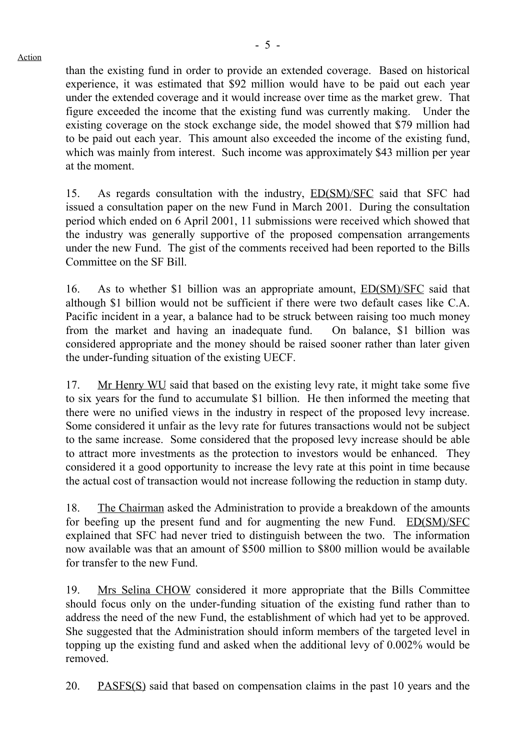Action

than the existing fund in order to provide an extended coverage. Based on historical experience, it was estimated that $92 million would have to be paid out each year under the extended coverage and it would increase over time as the market grew. That figure exceeded the income that the existing fund was currently making. Under the existing coverage on the stock exchange side, the model showed that $79 million had to be paid out each year. This amount also exceeded the income of the existing fund, which was mainly from interest. Such income was approximately $43 million per year at the moment.

15. As regards consultation with the industry, ED(SM)/SFC said that SFC had issued a consultation paper on the new Fund in March 2001. During the consultation period which ended on 6 April 2001, 11 submissions were received which showed that the industry was generally supportive of the proposed compensation arrangements under the new Fund. The gist of the comments received had been reported to the Bills Committee on the SF Bill.

16. As to whether $1 billion was an appropriate amount, ED(SM)/SFC said that although $1 billion would not be sufficient if there were two default cases like C.A. Pacific incident in a year, a balance had to be struck between raising too much money from the market and having an inadequate fund. On balance, $1 billion was considered appropriate and the money should be raised sooner rather than later given the under-funding situation of the existing UECF.

17. Mr Henry WU said that based on the existing levy rate, it might take some five to six years for the fund to accumulate $1 billion. He then informed the meeting that there were no unified views in the industry in respect of the proposed levy increase. Some considered it unfair as the levy rate for futures transactions would not be subject to the same increase. Some considered that the proposed levy increase should be able to attract more investments as the protection to investors would be enhanced. They considered it a good opportunity to increase the levy rate at this point in time because the actual cost of transaction would not increase following the reduction in stamp duty.

18. The Chairman asked the Administration to provide a breakdown of the amounts for beefing up the present fund and for augmenting the new Fund. ED(SM)/SFC explained that SFC had never tried to distinguish between the two. The information now available was that an amount of $500 million to $800 million would be available for transfer to the new Fund.

19. Mrs Selina CHOW considered it more appropriate that the Bills Committee should focus only on the under-funding situation of the existing fund rather than to address the need of the new Fund, the establishment of which had yet to be approved. She suggested that the Administration should inform members of the targeted level in topping up the existing fund and asked when the additional levy of 0.002% would be removed.

20. PASFS(S) said that based on compensation claims in the past 10 years and the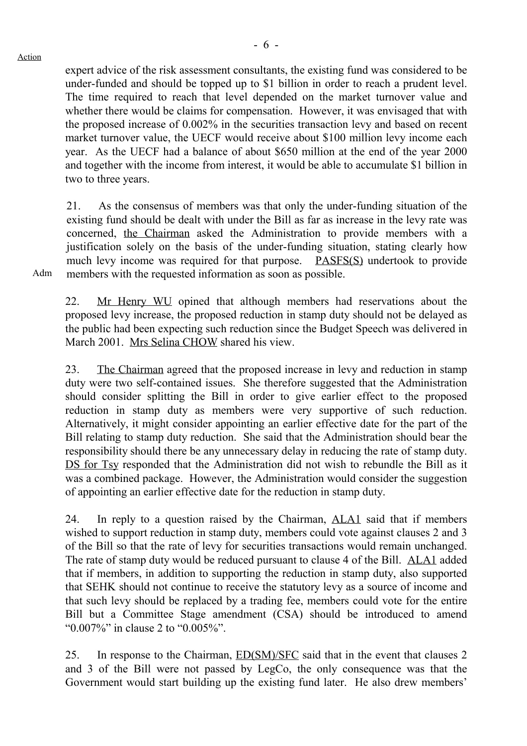Action

expert advice of the risk assessment consultants, the existing fund was considered to be under-funded and should be topped up to $1 billion in order to reach a prudent level. The time required to reach that level depended on the market turnover value and whether there would be claims for compensation. However, it was envisaged that with the proposed increase of 0.002% in the securities transaction levy and based on recent market turnover value, the UECF would receive about $100 million levy income each year. As the UECF had a balance of about $650 million at the end of the year 2000 and together with the income from interest, it would be able to accumulate $1 billion in two to three years.

21. As the consensus of members was that only the under-funding situation of the existing fund should be dealt with under the Bill as far as increase in the levy rate was concerned, the Chairman asked the Administration to provide members with a justification solely on the basis of the under-funding situation, stating clearly how much levy income was required for that purpose. PASFS(S) undertook to provide members with the requested information as soon as possible.

Adm

22. Mr Henry WU opined that although members had reservations about the proposed levy increase, the proposed reduction in stamp duty should not be delayed as the public had been expecting such reduction since the Budget Speech was delivered in March 2001. Mrs Selina CHOW shared his view.

23. The Chairman agreed that the proposed increase in levy and reduction in stamp duty were two self-contained issues. She therefore suggested that the Administration should consider splitting the Bill in order to give earlier effect to the proposed reduction in stamp duty as members were very supportive of such reduction. Alternatively, it might consider appointing an earlier effective date for the part of the Bill relating to stamp duty reduction. She said that the Administration should bear the responsibility should there be any unnecessary delay in reducing the rate of stamp duty. DS for Tsy responded that the Administration did not wish to rebundle the Bill as it was a combined package. However, the Administration would consider the suggestion of appointing an earlier effective date for the reduction in stamp duty.

24. In reply to a question raised by the Chairman, ALA1 said that if members wished to support reduction in stamp duty, members could vote against clauses 2 and 3 of the Bill so that the rate of levy for securities transactions would remain unchanged. The rate of stamp duty would be reduced pursuant to clause 4 of the Bill. ALA1 added that if members, in addition to supporting the reduction in stamp duty, also supported that SEHK should not continue to receive the statutory levy as a source of income and that such levy should be replaced by a trading fee, members could vote for the entire Bill but a Committee Stage amendment (CSA) should be introduced to amend "0.007%" in clause 2 to "0.005%".

25. In response to the Chairman, ED(SM)/SFC said that in the event that clauses 2 and 3 of the Bill were not passed by LegCo, the only consequence was that the Government would start building up the existing fund later. He also drew members'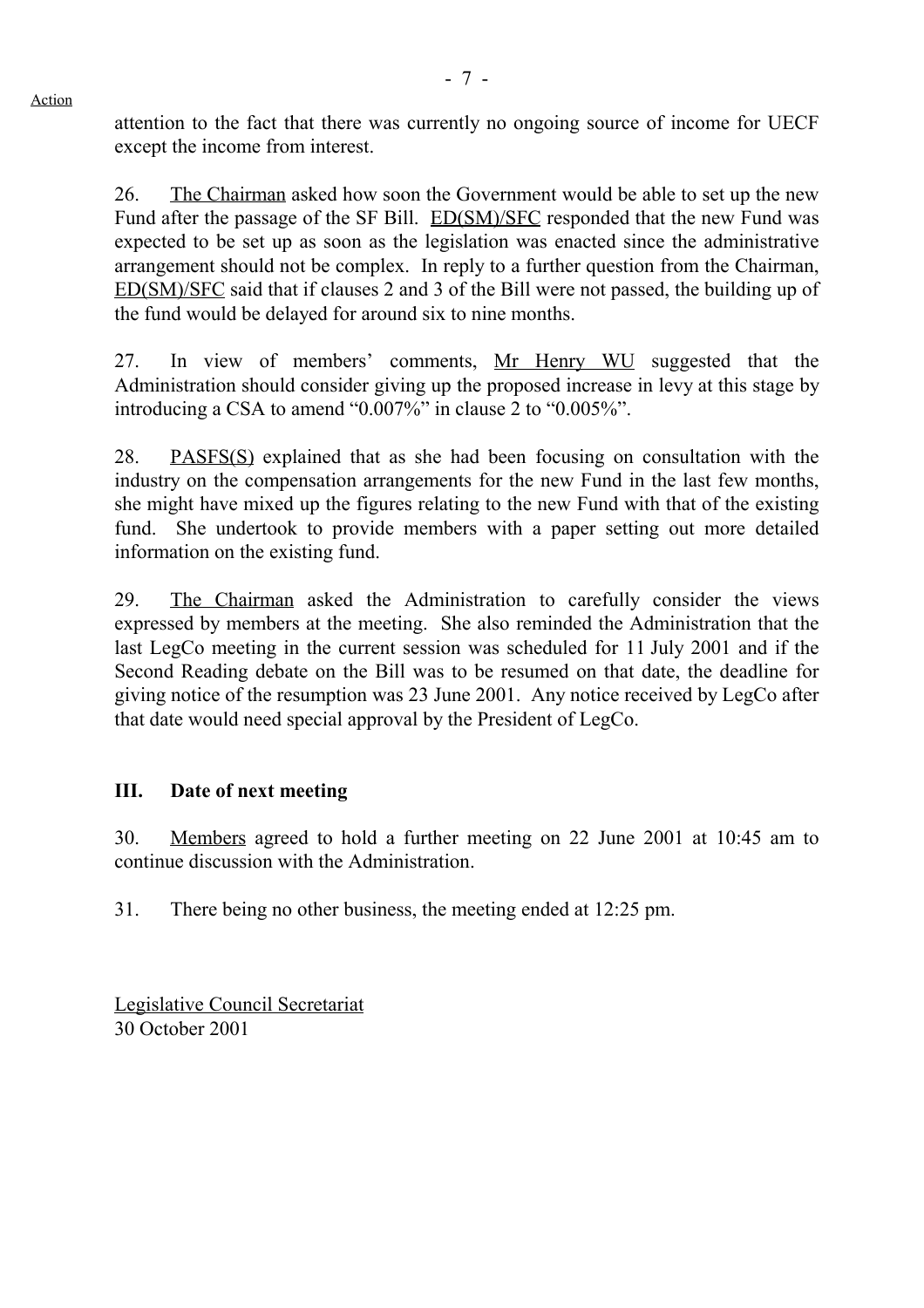Action

attention to the fact that there was currently no ongoing source of income for UECF except the income from interest.

26. The Chairman asked how soon the Government would be able to set up the new Fund after the passage of the SF Bill. ED(SM)/SFC responded that the new Fund was expected to be set up as soon as the legislation was enacted since the administrative arrangement should not be complex. In reply to a further question from the Chairman, ED(SM)/SFC said that if clauses 2 and 3 of the Bill were not passed, the building up of the fund would be delayed for around six to nine months.

27. In view of members' comments, Mr Henry WU suggested that the Administration should consider giving up the proposed increase in levy at this stage by introducing a CSA to amend "0.007%" in clause 2 to "0.005%".

28. PASFS(S) explained that as she had been focusing on consultation with the industry on the compensation arrangements for the new Fund in the last few months, she might have mixed up the figures relating to the new Fund with that of the existing fund. She undertook to provide members with a paper setting out more detailed information on the existing fund.

29. The Chairman asked the Administration to carefully consider the views expressed by members at the meeting. She also reminded the Administration that the last LegCo meeting in the current session was scheduled for 11 July 2001 and if the Second Reading debate on the Bill was to be resumed on that date, the deadline for giving notice of the resumption was 23 June 2001. Any notice received by LegCo after that date would need special approval by the President of LegCo.

## III. Date of next meeting

30. Members agreed to hold a further meeting on 22 June 2001 at 10:45 am to continue discussion with the Administration.

31. There being no other business, the meeting ended at 12:25 pm.

Legislative Council Secretariat
30 October 2001